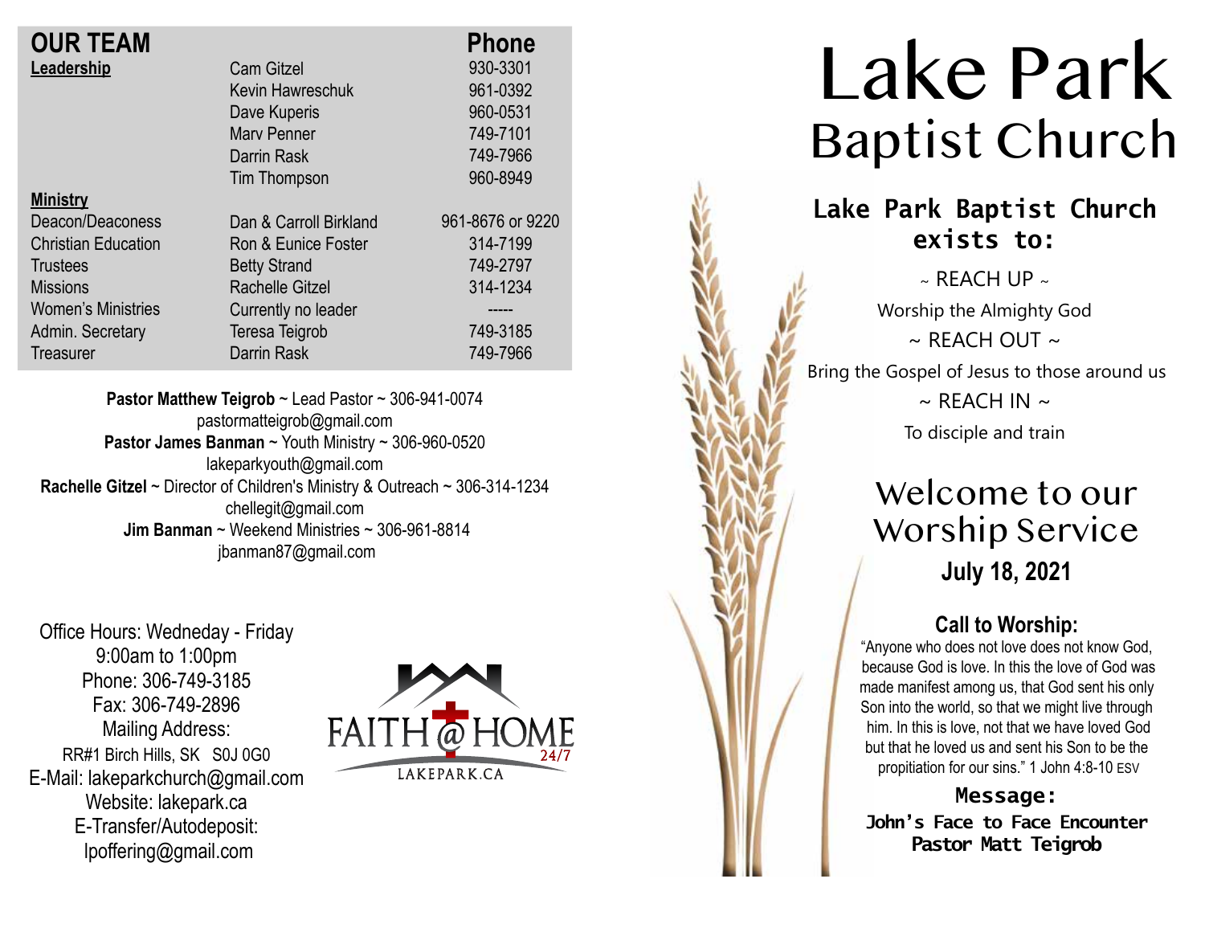## OUR TEAM

| | | Phone |
|---|---|---|
| **Leadership** | Cam Gitzel | 930-3301 |
| | Kevin Hawreschuk | 961-0392 |
| | Dave Kuperis | 960-0531 |
| | Marv Penner | 749-7101 |
| | Darrin Rask | 749-7966 |
| | Tim Thompson | 960-8949 |
| **Ministry** | | |
| Deacon/Deaconess | Dan & Carroll Birkland | 961-8676 or 9220 |
| Christian Education | Ron & Eunice Foster | 314-7199 |
| Trustees | Betty Strand | 749-2797 |
| Missions | Rachelle Gitzel | 314-1234 |
| Women's Ministries | Currently no leader | ----- |
| Admin. Secretary | Teresa Teigrob | 749-3185 |
| Treasurer | Darrin Rask | 749-7966 |

**Pastor Matthew Teigrob** ~ Lead Pastor ~ 306-941-0074
pastormatteigrob@gmail.com
**Pastor James Banman** ~ Youth Ministry ~ 306-960-0520
lakeparkyouth@gmail.com
**Rachelle Gitzel** ~ Director of Children's Ministry & Outreach ~ 306-314-1234
chellegit@gmail.com
**Jim Banman** ~ Weekend Ministries ~ 306-961-8814
jbanman87@gmail.com

Office Hours: Wedneday - Friday
9:00am to 1:00pm
Phone: 306-749-3185
Fax: 306-749-2896
Mailing Address:
RR#1 Birch Hills, SK S0J 0G0
E-Mail: lakeparkchurch@gmail.com
Website: lakepark.ca
E-Transfer/Autodeposit:
lpoffering@gmail.com

FAITH @ HOME 24/7
LAKEPARK.CA

# Lake Park Baptist Church

**Lake Park Baptist Church exists to:**

~ REACH UP ~
Worship the Almighty God
~ REACH OUT ~
Bring the Gospel of Jesus to those around us
~ REACH IN ~
To disciple and train

## Welcome to our Worship Service

**July 18, 2021**

### Call to Worship:

"Anyone who does not love does not know God, because God is love. In this the love of God was made manifest among us, that God sent his only Son into the world, so that we might live through him. In this is love, not that we have loved God but that he loved us and sent his Son to be the propitiation for our sins." 1 John 4:8-10 ESV

**Message:**
**John's Face to Face Encounter**
**Pastor Matt Teigrob**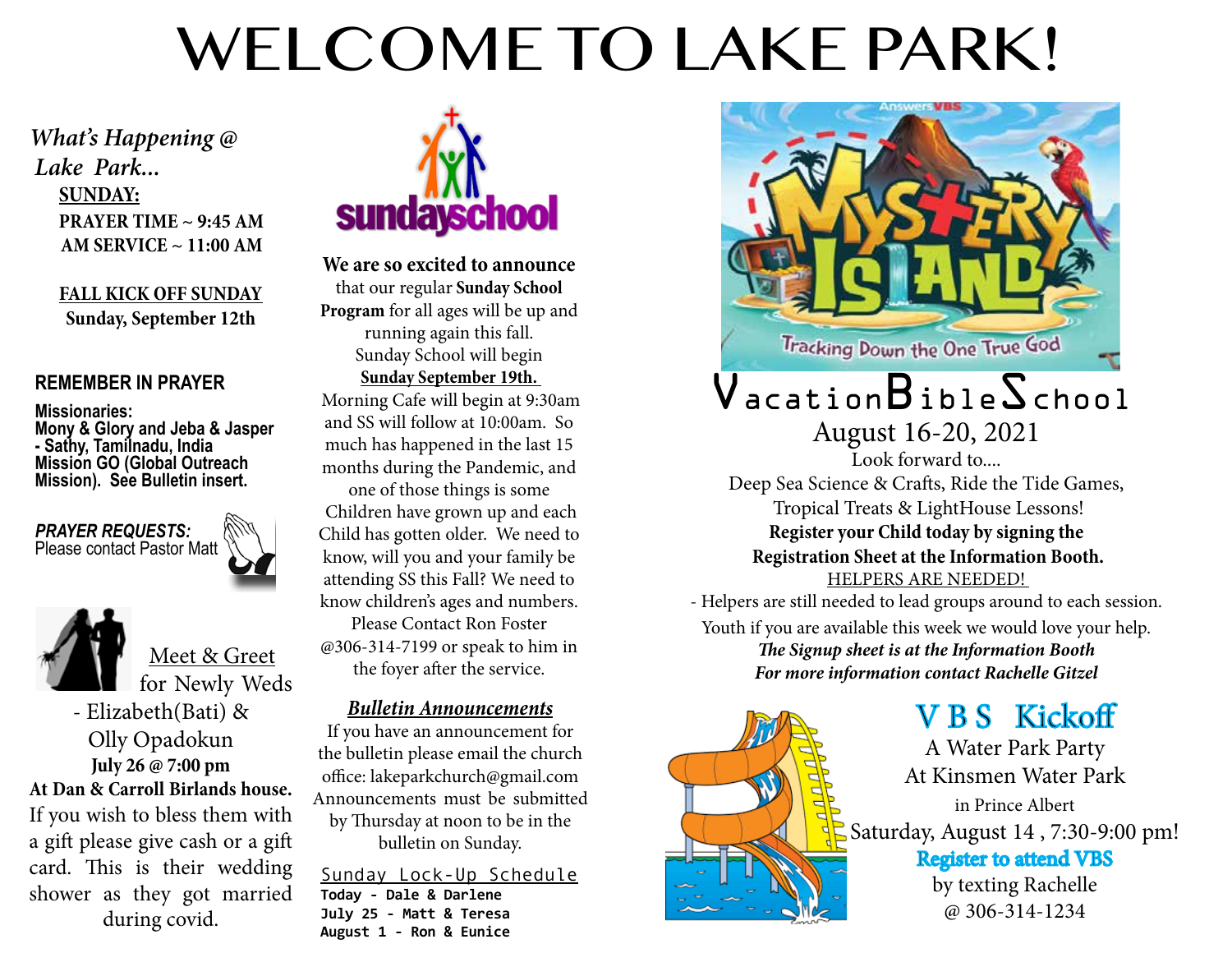# WELCOME TO LAKE PARK!

*What's Happening @ Lake Park...*

**SUNDAY:**

**PRAYER TIME ~ 9:45 AM**

**AM SERVICE ~ 11:00 AM**

**FALL KICK OFF SUNDAY**

**Sunday, September 12th**

**REMEMBER IN PRAYER**

**Missionaries:**
**Mony & Glory and Jeba & Jasper - Sathy, Tamilnadu, India Mission GO (Global Outreach Mission). See Bulletin insert.**

***PRAYER REQUESTS:***
Please contact Pastor Matt

Meet & Greet for Newly Weds - Elizabeth(Bati) & Olly Opadokun

**July 26 @ 7:00 pm**

**At Dan & Carroll Birlands house.**

If you wish to bless them with a gift please give cash or a gift card. This is their wedding shower as they got married during covid.

sundayschool

**We are so excited to announce** that our regular **Sunday School Program** for all ages will be up and running again this fall. Sunday School will begin **Sunday September 19th.** Morning Cafe will begin at 9:30am and SS will follow at 10:00am. So much has happened in the last 15 months during the Pandemic, and one of those things is some Children have grown up and each Child has gotten older. We need to know, will you and your family be attending SS this Fall? We need to know children's ages and numbers. Please Contact Ron Foster @306-314-7199 or speak to him in the foyer after the service.

***Bulletin Announcements***

If you have an announcement for the bulletin please email the church office: lakeparkchurch@gmail.com Announcements must be submitted by Thursday at noon to be in the bulletin on Sunday.

Sunday Lock-Up Schedule

**Today - Dale & Darlene**
**July 25 - Matt & Teresa**
**August 1 - Ron & Eunice**

Answers VBS

MYSTERY ISLAND

Tracking Down the One True God

## VacationBibleSchool

August 16-20, 2021

Look forward to....

Deep Sea Science & Crafts, Ride the Tide Games, Tropical Treats & LightHouse Lessons!

**Register your Child today by signing the Registration Sheet at the Information Booth.**

HELPERS ARE NEEDED!

- Helpers are still needed to lead groups around to each session. Youth if you are available this week we would love your help.

***The Signup sheet is at the Information Booth***

***For more information contact Rachelle Gitzel***

## V B S Kickoff

A Water Park Party

At Kinsmen Water Park

in Prince Albert

Saturday, August 14 , 7:30-9:00 pm!

**Register to attend VBS**

by texting Rachelle

@ 306-314-1234